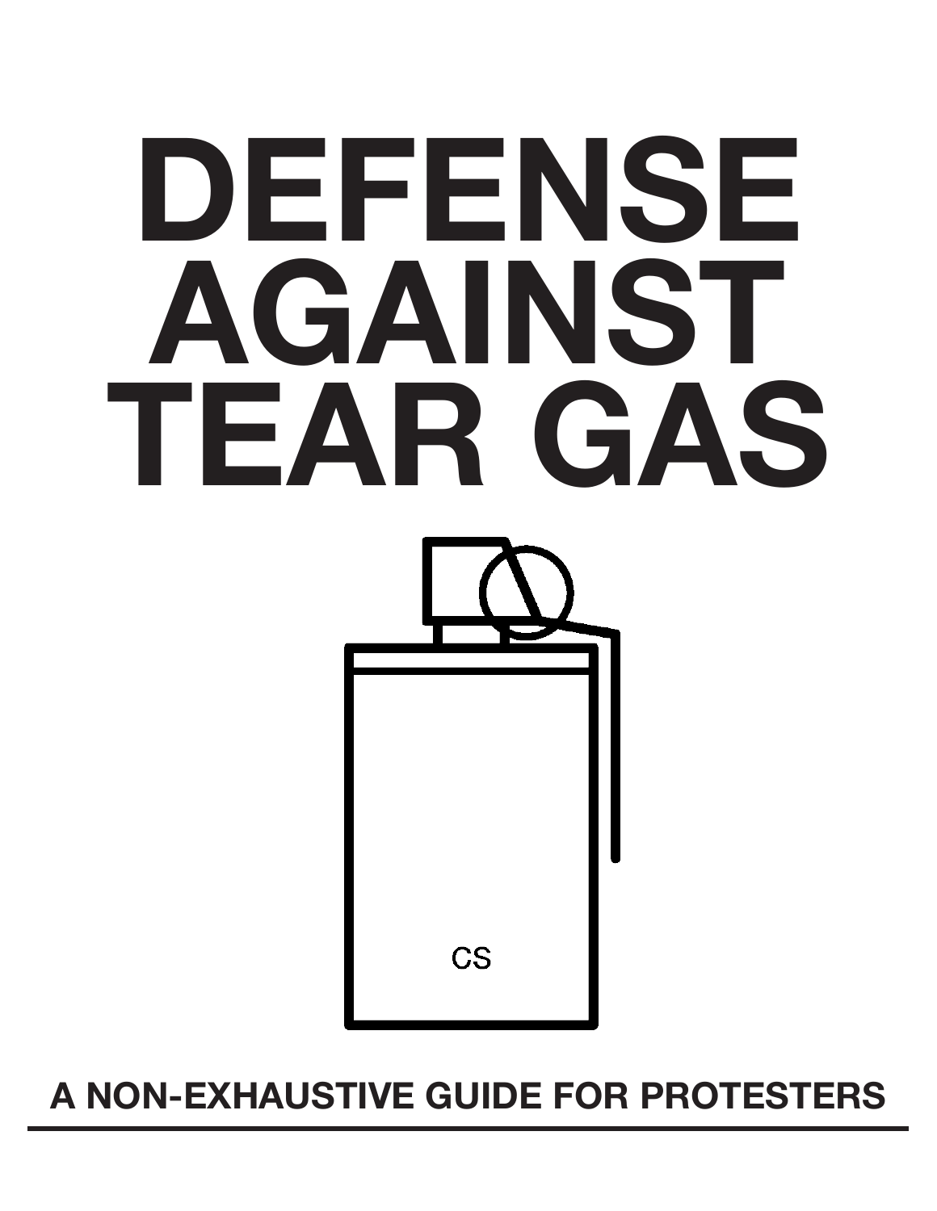# DEFENSE AGAINST TEAR GAS

CS

**A NON-EXHAUSTIVE GUIDE FOR PROTESTERS**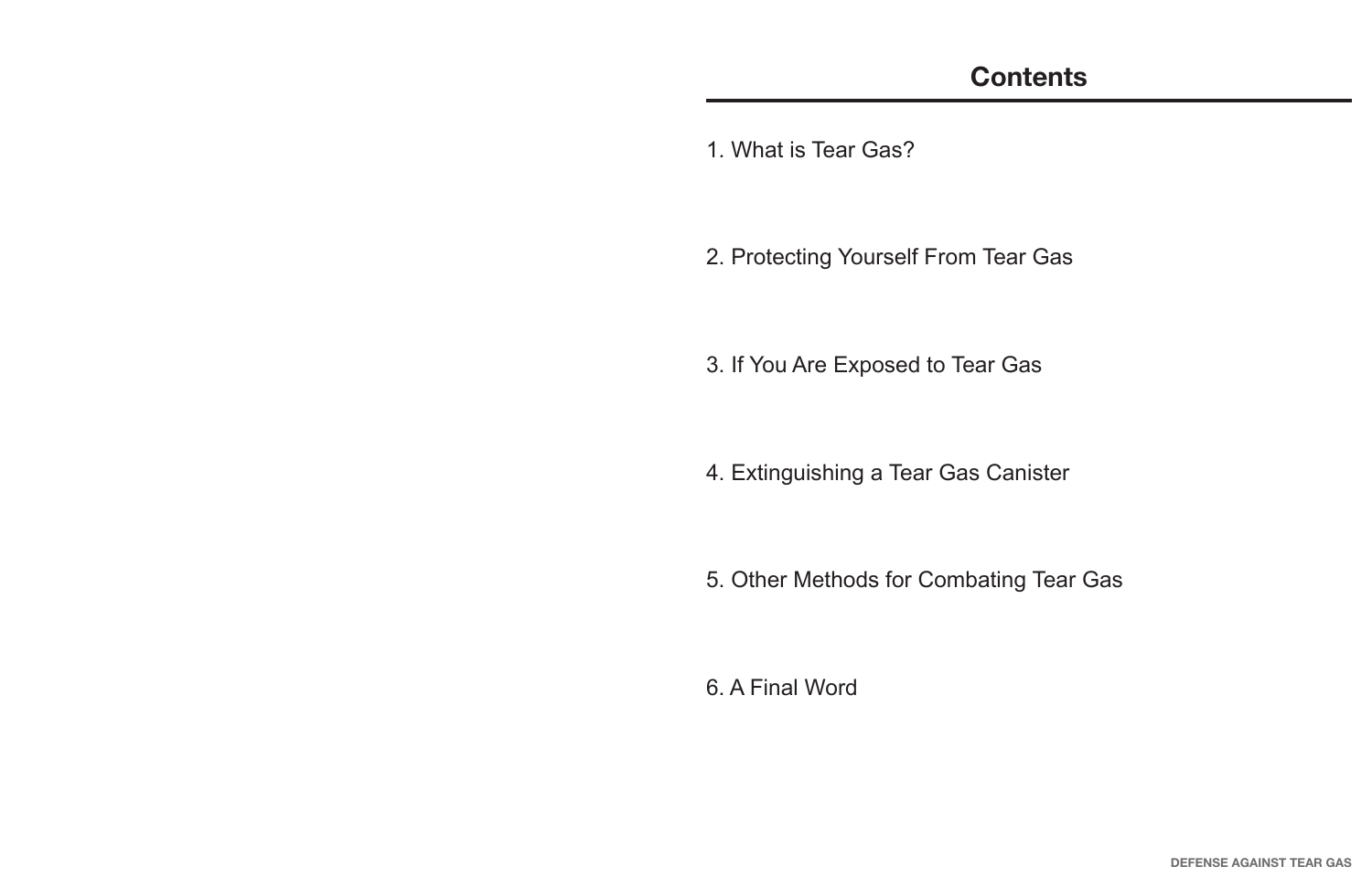# Contents

1. What is Tear Gas?

2. Protecting Yourself From Tear Gas

3. If You Are Exposed to Tear Gas

4. Extinguishing a Tear Gas Canister

5. Other Methods for Combating Tear Gas

6. A Final Word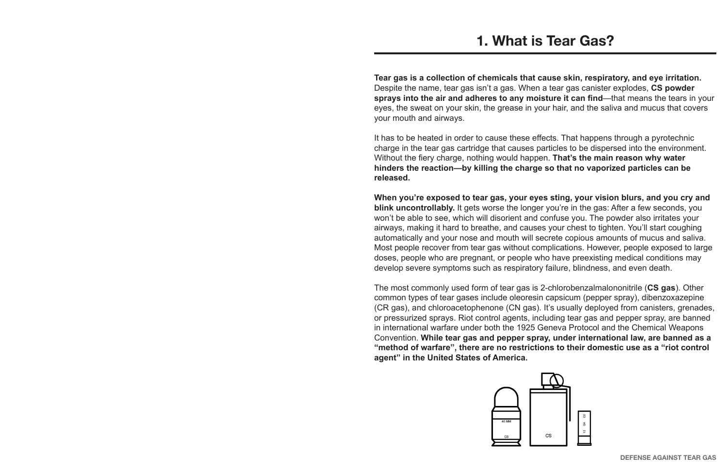# 1. What is Tear Gas?

**Tear gas is a collection of chemicals that cause skin, respiratory, and eye irritation.** Despite the name, tear gas isn't a gas. When a tear gas canister explodes, **CS powder sprays into the air and adheres to any moisture it can find**—that means the tears in your eyes, the sweat on your skin, the grease in your hair, and the saliva and mucus that covers your mouth and airways.

It has to be heated in order to cause these effects. That happens through a pyrotechnic charge in the tear gas cartridge that causes particles to be dispersed into the environment. Without the fiery charge, nothing would happen. **That's the main reason why water hinders the reaction—by killing the charge so that no vaporized particles can be released.**

**When you're exposed to tear gas, your eyes sting, your vision blurs, and you cry and blink uncontrollably.** It gets worse the longer you're in the gas: After a few seconds, you won't be able to see, which will disorient and confuse you. The powder also irritates your airways, making it hard to breathe, and causes your chest to tighten. You'll start coughing automatically and your nose and mouth will secrete copious amounts of mucus and saliva. Most people recover from tear gas without complications. However, people exposed to large doses, people who are pregnant, or people who have preexisting medical conditions may develop severe symptoms such as respiratory failure, blindness, and even death.

The most commonly used form of tear gas is 2-chlorobenzalmalononitrile (**CS gas**). Other common types of tear gases include oleoresin capsicum (pepper spray), dibenzoxazepine (CR gas), and chloroacetophenone (CN gas). It's usually deployed from canisters, grenades, or pressurized sprays. Riot control agents, including tear gas and pepper spray, are banned in international warfare under both the 1925 Geneva Protocol and the Chemical Weapons Convention. **While tear gas and pepper spray, under international law, are banned as a "method of warfare", there are no restrictions to their domestic use as a "riot control agent" in the United States of America.**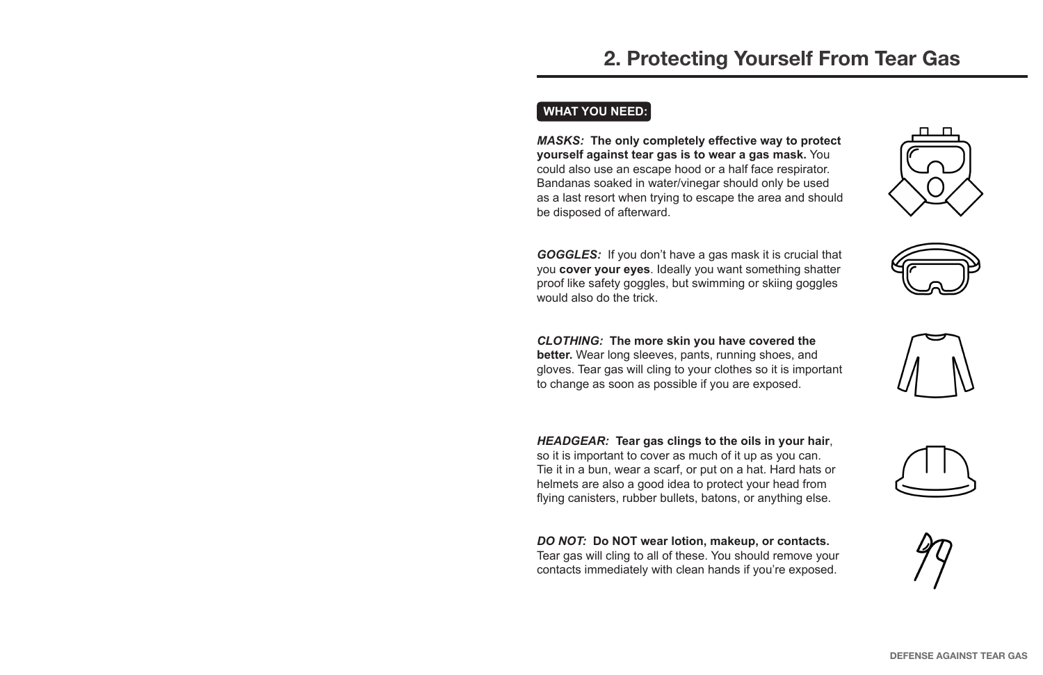# 2. Protecting Yourself From Tear Gas

**WHAT YOU NEED:**

***MASKS:*** **The only completely effective way to protect yourself against tear gas is to wear a gas mask.** You could also use an escape hood or a half face respirator. Bandanas soaked in water/vinegar should only be used as a last resort when trying to escape the area and should be disposed of afterward.

***GOGGLES:*** If you don't have a gas mask it is crucial that you **cover your eyes**. Ideally you want something shatter proof like safety goggles, but swimming or skiing goggles would also do the trick.

***CLOTHING:*** **The more skin you have covered the better.** Wear long sleeves, pants, running shoes, and gloves. Tear gas will cling to your clothes so it is important to change as soon as possible if you are exposed.

***HEADGEAR:*** **Tear gas clings to the oils in your hair**, so it is important to cover as much of it up as you can. Tie it in a bun, wear a scarf, or put on a hat. Hard hats or helmets are also a good idea to protect your head from flying canisters, rubber bullets, batons, or anything else.

***DO NOT:*** **Do NOT wear lotion, makeup, or contacts.** Tear gas will cling to all of these. You should remove your contacts immediately with clean hands if you're exposed.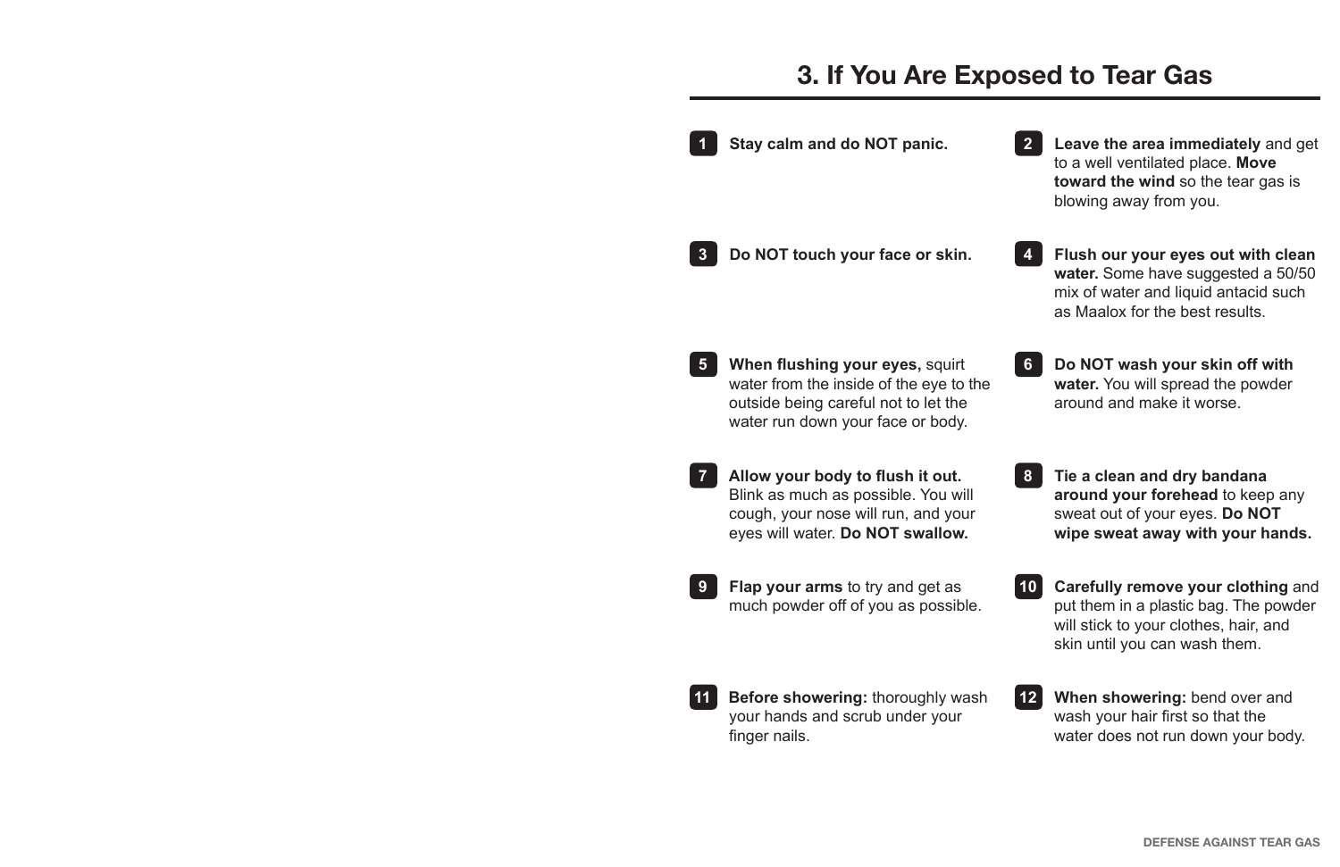# 3. If You Are Exposed to Tear Gas

1. **Stay calm and do NOT panic.**

2. **Leave the area immediately** and get to a well ventilated place. **Move toward the wind** so the tear gas is blowing away from you.

3. **Do NOT touch your face or skin.**

4. **Flush our your eyes out with clean water.** Some have suggested a 50/50 mix of water and liquid antacid such as Maalox for the best results.

5. **When flushing your eyes,** squirt water from the inside of the eye to the outside being careful not to let the water run down your face or body.

6. **Do NOT wash your skin off with water.** You will spread the powder around and make it worse.

7. **Allow your body to flush it out.** Blink as much as possible. You will cough, your nose will run, and your eyes will water. **Do NOT swallow.**

8. **Tie a clean and dry bandana around your forehead** to keep any sweat out of your eyes. **Do NOT wipe sweat away with your hands.**

9. **Flap your arms** to try and get as much powder off of you as possible.

10. **Carefully remove your clothing** and put them in a plastic bag. The powder will stick to your clothes, hair, and skin until you can wash them.

11. **Before showering:** thoroughly wash your hands and scrub under your finger nails.

12. **When showering:** bend over and wash your hair first so that the water does not run down your body.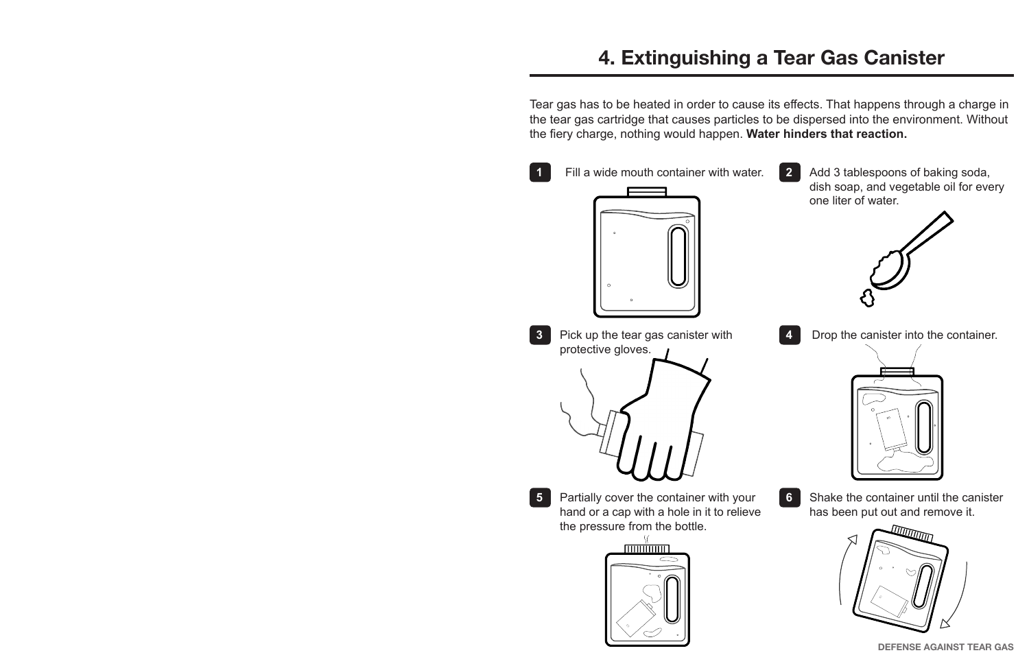# 4. Extinguishing a Tear Gas Canister

Tear gas has to be heated in order to cause its effects. That happens through a charge in the tear gas cartridge that causes particles to be dispersed into the environment. Without the fiery charge, nothing would happen. **Water hinders that reaction.**

1. Fill a wide mouth container with water.
2. Add 3 tablespoons of baking soda, dish soap, and vegetable oil for every one liter of water.
3. Pick up the tear gas canister with protective gloves.
4. Drop the canister into the container.
5. Partially cover the container with your hand or a cap with a hole in it to relieve the pressure from the bottle.
6. Shake the container until the canister has been put out and remove it.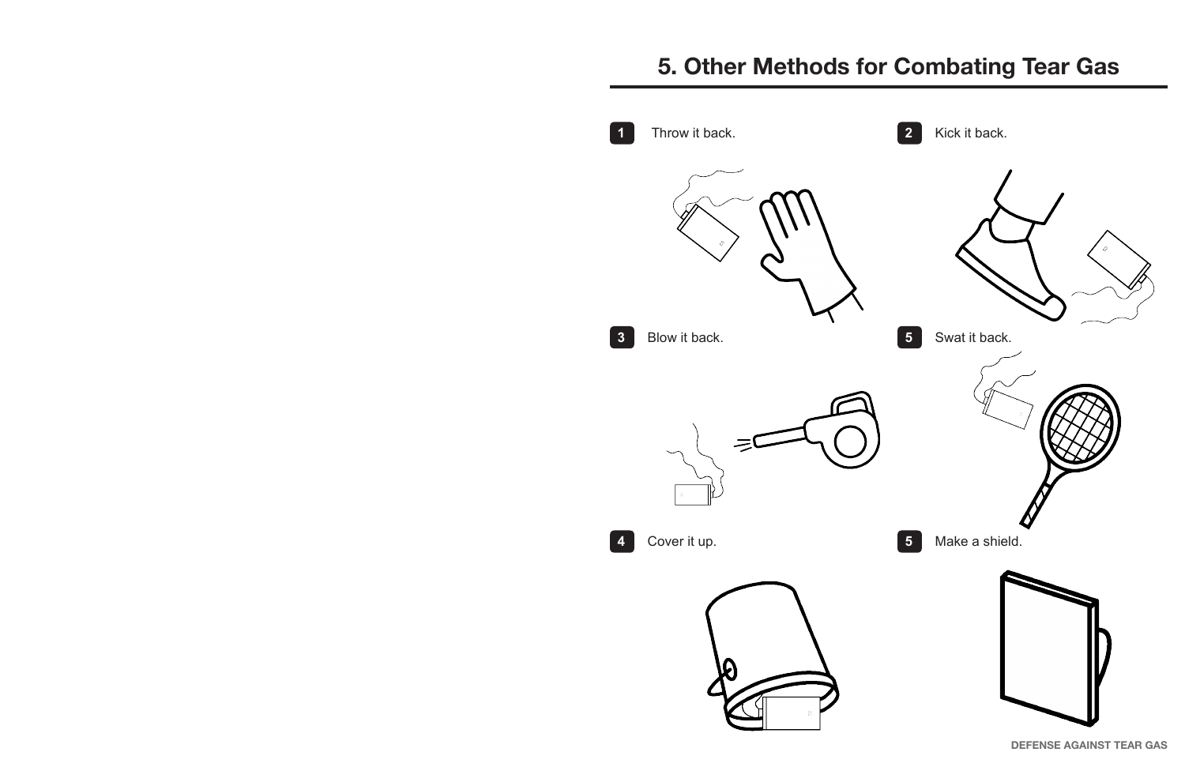## 5. Other Methods for Combating Tear Gas

**1** Throw it back.

**2** Kick it back.

**3** Blow it back.

**5** Swat it back.

**4** Cover it up.

**5** Make a shield.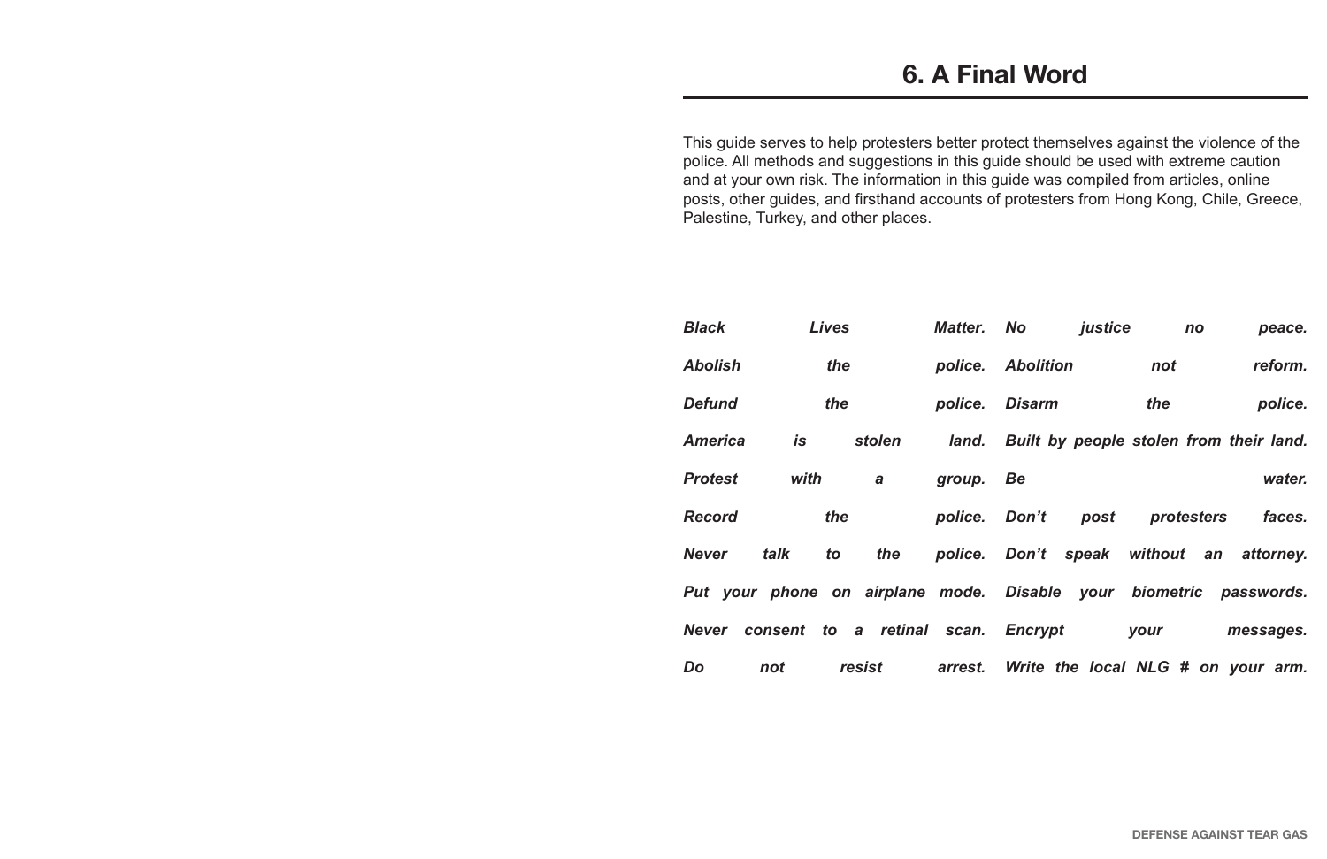## 6. A Final Word

This guide serves to help protesters better protect themselves against the violence of the police. All methods and suggestions in this guide should be used with extreme caution and at your own risk. The information in this guide was compiled from articles, online posts, other guides, and firsthand accounts of protesters from Hong Kong, Chile, Greece, Palestine, Turkey, and other places.

***Black Lives Matter. No justice no peace.***

***Abolish the police. Abolition not reform.***

***Defund the police. Disarm the police.***

***America is stolen land. Built by people stolen from their land.***

***Protest with a group. Be water.***

***Record the police. Don't post protesters faces.***

***Never talk to the police. Don't speak without an attorney.***

***Put your phone on airplane mode. Disable your biometric passwords.***

***Never consent to a retinal scan. Encrypt your messages.***

***Do not resist arrest. Write the local NLG # on your arm.***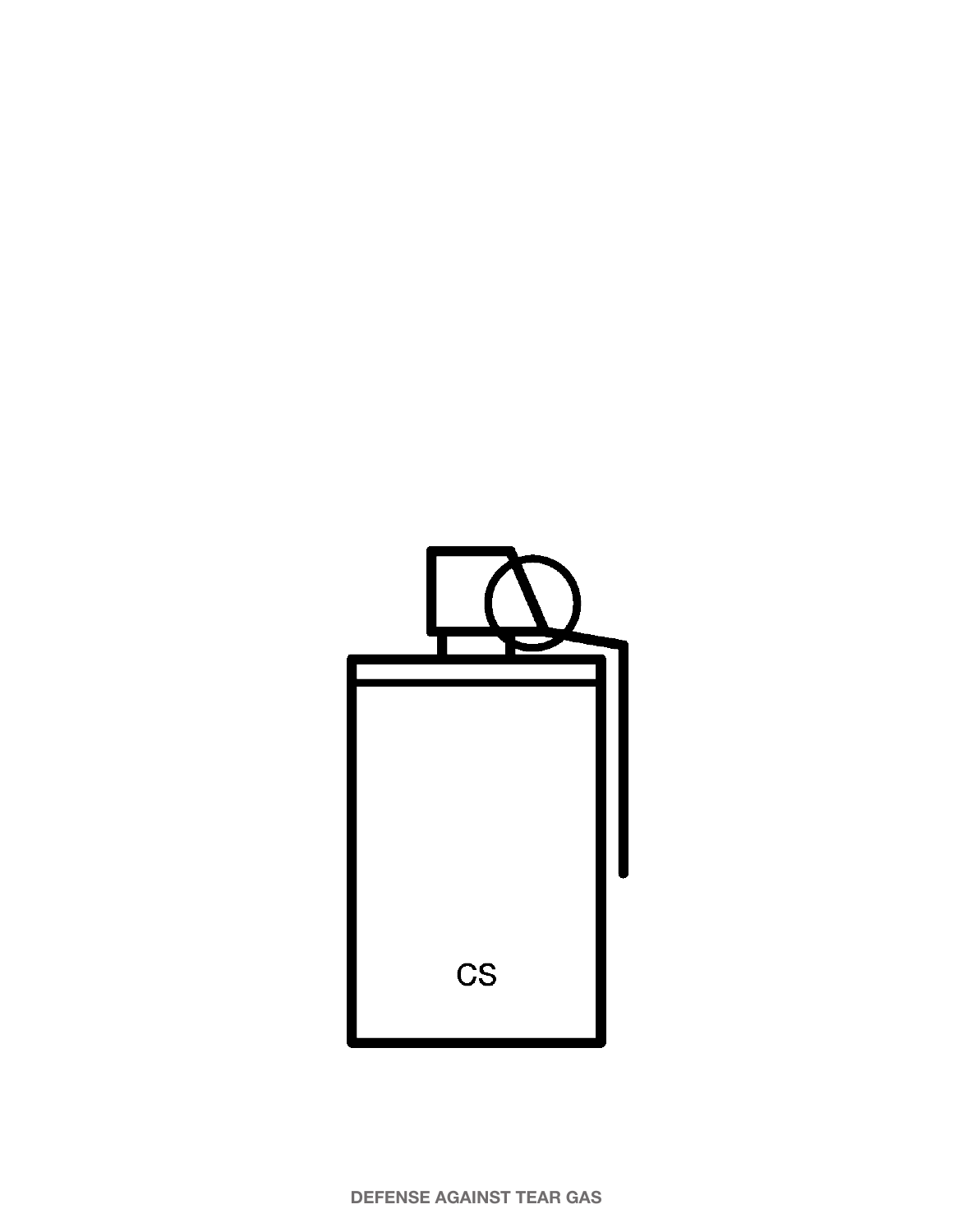CS